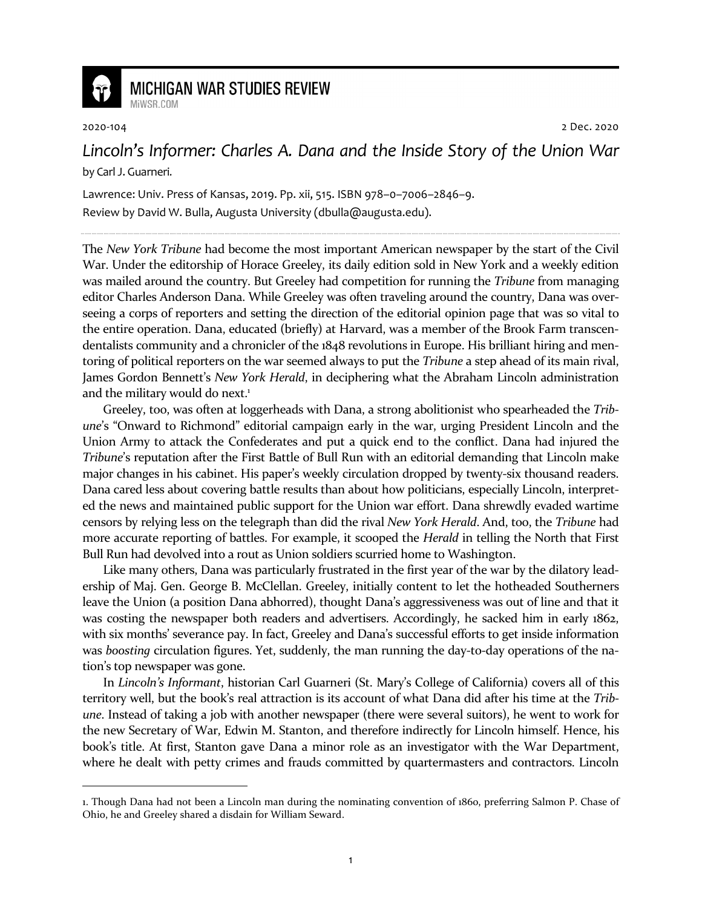# MICHIGAN WAR STUDIES REVIEW

MiWSR.COM

2020-104 2 Dec. 2020

## *Lincoln's Informer: Charles A. Dana and the Inside Story of the Union War*

by Carl J. Guarneri.

Lawrence: Univ. Press of Kansas, 2019. Pp. xii, 515. ISBN 978–0–7006–2846–9.

Review by David W. Bulla, Augusta University (dbulla@augusta.edu).

---

The *New York Tribune* had become the most important American newspaper by the start of the Civil War. Under the editorship of Horace Greeley, its daily edition sold in New York and a weekly edition was mailed around the country. But Greeley had competition for running the *Tribune* from managing editor Charles Anderson Dana. While Greeley was often traveling around the country, Dana was overseeing a corps of reporters and setting the direction of the editorial opinion page that was so vital to the entire operation. Dana, educated (briefly) at Harvard, was a member of the Brook Farm transcendentalists community and a chronicler of the 1848 revolutions in Europe. His brilliant hiring and mentoring of political reporters on the war seemed always to put the *Tribune* a step ahead of its main rival, James Gordon Bennett's *New York Herald*, in deciphering what the Abraham Lincoln administration and the military would do next.[1]

Greeley, too, was often at loggerheads with Dana, a strong abolitionist who spearheaded the *Tribune*'s "Onward to Richmond" editorial campaign early in the war, urging President Lincoln and the Union Army to attack the Confederates and put a quick end to the conflict. Dana had injured the *Tribune*'s reputation after the First Battle of Bull Run with an editorial demanding that Lincoln make major changes in his cabinet. His paper's weekly circulation dropped by twenty-six thousand readers. Dana cared less about covering battle results than about how politicians, especially Lincoln, interpreted the news and maintained public support for the Union war effort. Dana shrewdly evaded wartime censors by relying less on the telegraph than did the rival *New York Herald*. And, too, the *Tribune* had more accurate reporting of battles. For example, it scooped the *Herald* in telling the North that First Bull Run had devolved into a rout as Union soldiers scurried home to Washington.

Like many others, Dana was particularly frustrated in the first year of the war by the dilatory leadership of Maj. Gen. George B. McClellan. Greeley, initially content to let the hotheaded Southerners leave the Union (a position Dana abhorred), thought Dana's aggressiveness was out of line and that it was costing the newspaper both readers and advertisers. Accordingly, he sacked him in early 1862, with six months' severance pay. In fact, Greeley and Dana's successful efforts to get inside information was *boosting* circulation figures. Yet, suddenly, the man running the day-to-day operations of the nation's top newspaper was gone.

In *Lincoln's Informant*, historian Carl Guarneri (St. Mary's College of California) covers all of this territory well, but the book's real attraction is its account of what Dana did after his time at the *Tribune*. Instead of taking a job with another newspaper (there were several suitors), he went to work for the new Secretary of War, Edwin M. Stanton, and therefore indirectly for Lincoln himself. Hence, his book's title. At first, Stanton gave Dana a minor role as an investigator with the War Department, where he dealt with petty crimes and frauds committed by quartermasters and contractors. Lincoln

---

1. Though Dana had not been a Lincoln man during the nominating convention of 1860, preferring Salmon P. Chase of Ohio, he and Greeley shared a disdain for William Seward.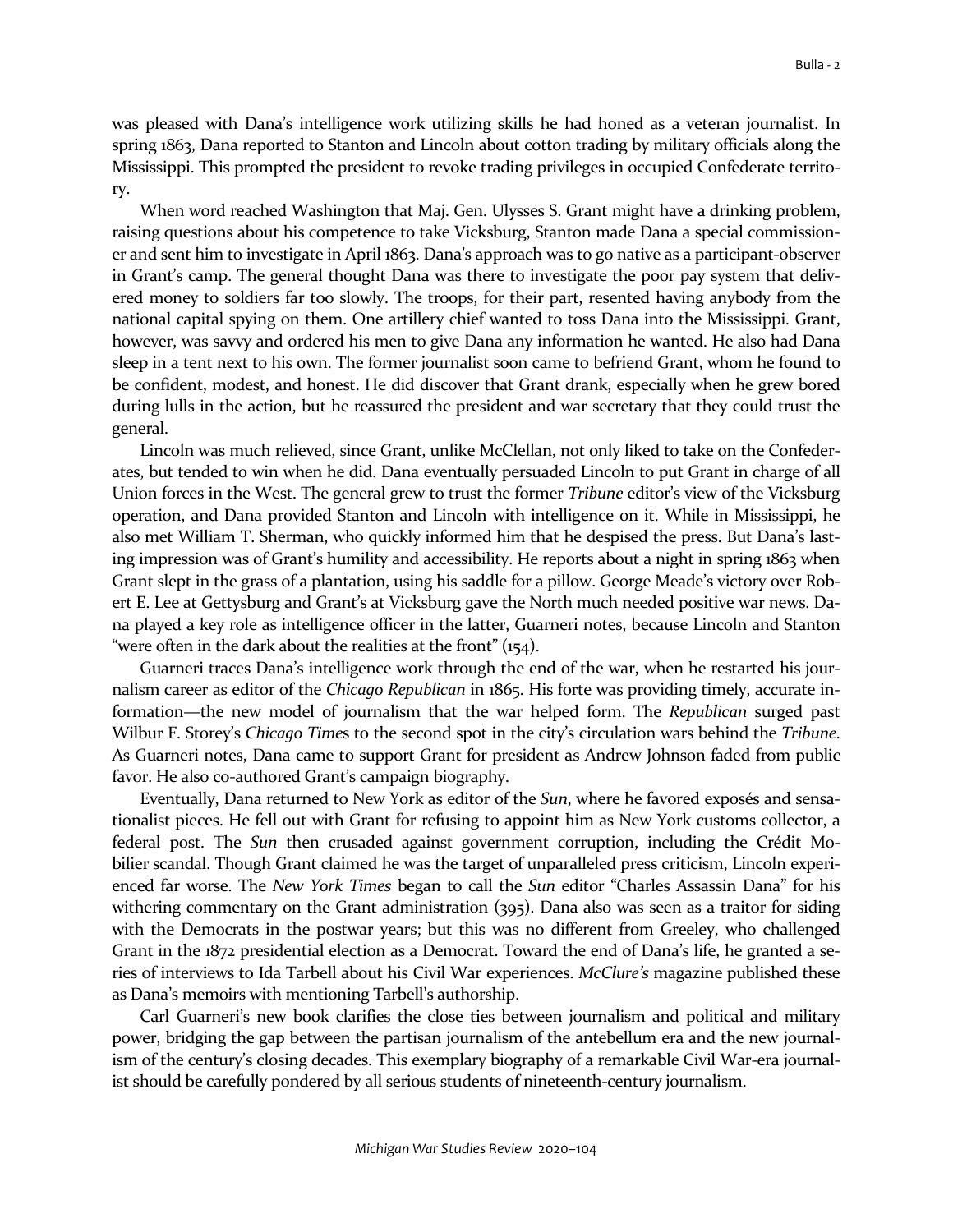was pleased with Dana's intelligence work utilizing skills he had honed as a veteran journalist. In spring 1863, Dana reported to Stanton and Lincoln about cotton trading by military officials along the Mississippi. This prompted the president to revoke trading privileges in occupied Confederate territory.

When word reached Washington that Maj. Gen. Ulysses S. Grant might have a drinking problem, raising questions about his competence to take Vicksburg, Stanton made Dana a special commissioner and sent him to investigate in April 1863. Dana's approach was to go native as a participant-observer in Grant's camp. The general thought Dana was there to investigate the poor pay system that delivered money to soldiers far too slowly. The troops, for their part, resented having anybody from the national capital spying on them. One artillery chief wanted to toss Dana into the Mississippi. Grant, however, was savvy and ordered his men to give Dana any information he wanted. He also had Dana sleep in a tent next to his own. The former journalist soon came to befriend Grant, whom he found to be confident, modest, and honest. He did discover that Grant drank, especially when he grew bored during lulls in the action, but he reassured the president and war secretary that they could trust the general.

Lincoln was much relieved, since Grant, unlike McClellan, not only liked to take on the Confederates, but tended to win when he did. Dana eventually persuaded Lincoln to put Grant in charge of all Union forces in the West. The general grew to trust the former *Tribune* editor's view of the Vicksburg operation, and Dana provided Stanton and Lincoln with intelligence on it. While in Mississippi, he also met William T. Sherman, who quickly informed him that he despised the press. But Dana's lasting impression was of Grant's humility and accessibility. He reports about a night in spring 1863 when Grant slept in the grass of a plantation, using his saddle for a pillow. George Meade's victory over Robert E. Lee at Gettysburg and Grant's at Vicksburg gave the North much needed positive war news. Dana played a key role as intelligence officer in the latter, Guarneri notes, because Lincoln and Stanton "were often in the dark about the realities at the front" (154).

Guarneri traces Dana's intelligence work through the end of the war, when he restarted his journalism career as editor of the *Chicago Republican* in 1865. His forte was providing timely, accurate information—the new model of journalism that the war helped form. The *Republican* surged past Wilbur F. Storey's *Chicago Times* to the second spot in the city's circulation wars behind the *Tribune*. As Guarneri notes, Dana came to support Grant for president as Andrew Johnson faded from public favor. He also co-authored Grant's campaign biography.

Eventually, Dana returned to New York as editor of the *Sun*, where he favored exposés and sensationalist pieces. He fell out with Grant for refusing to appoint him as New York customs collector, a federal post. The *Sun* then crusaded against government corruption, including the Crédit Mobilier scandal. Though Grant claimed he was the target of unparalleled press criticism, Lincoln experienced far worse. The *New York Times* began to call the *Sun* editor "Charles Assassin Dana" for his withering commentary on the Grant administration (395). Dana also was seen as a traitor for siding with the Democrats in the postwar years; but this was no different from Greeley, who challenged Grant in the 1872 presidential election as a Democrat. Toward the end of Dana's life, he granted a series of interviews to Ida Tarbell about his Civil War experiences. *McClure's* magazine published these as Dana's memoirs with mentioning Tarbell's authorship.

Carl Guarneri's new book clarifies the close ties between journalism and political and military power, bridging the gap between the partisan journalism of the antebellum era and the new journalism of the century's closing decades. This exemplary biography of a remarkable Civil War-era journalist should be carefully pondered by all serious students of nineteenth-century journalism.